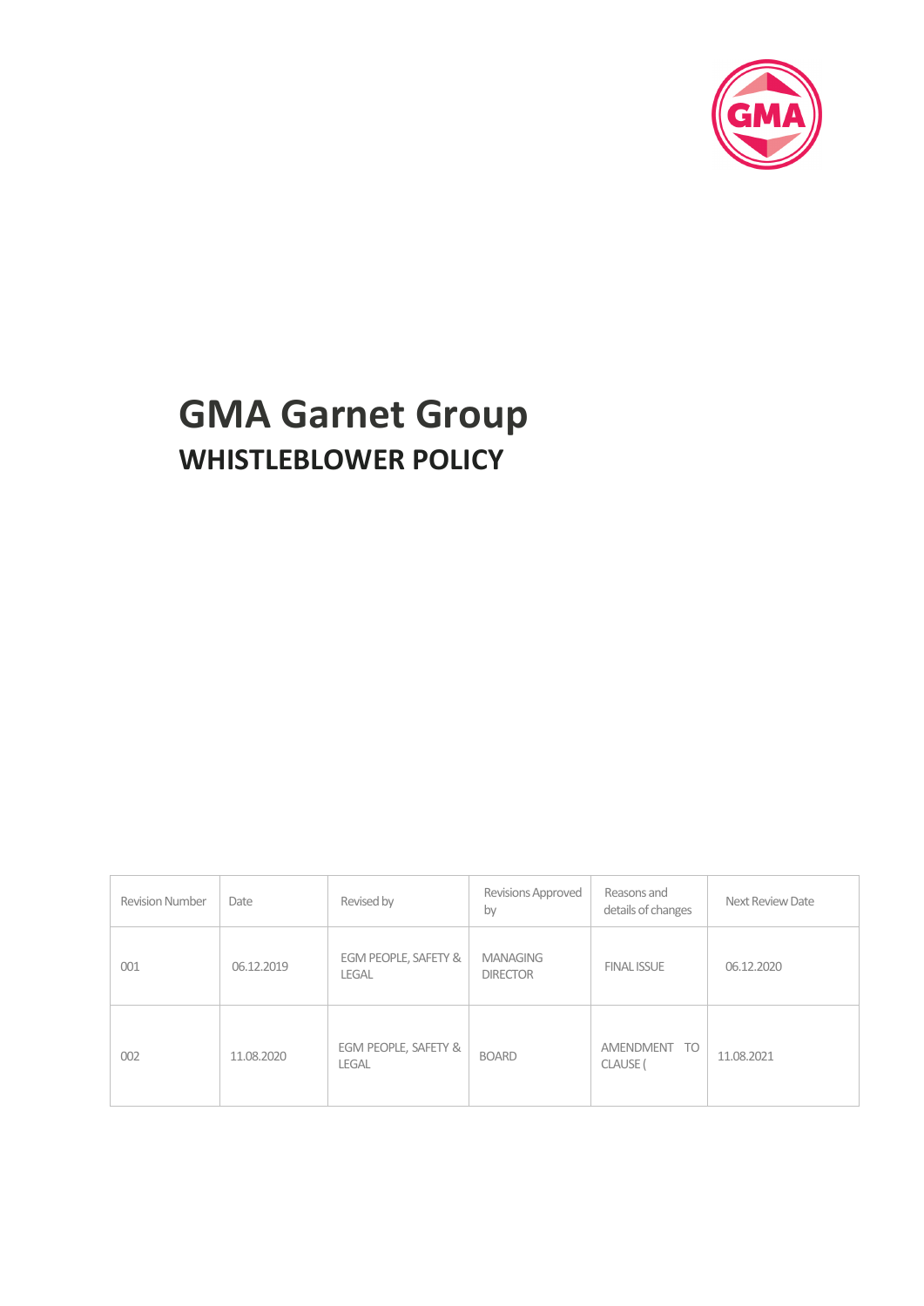# GMA Garnet Group

## WHISTLEBLOWER POLICY

| Revision Number | Date | Revised by | Revisions Approved by | Reasons and details of changes | Next Review Date |
|---|---|---|---|---|---|
| 001 | 06.12.2019 | EGM PEOPLE, SAFETY & LEGAL | MANAGING DIRECTOR | FINAL ISSUE | 06.12.2020 |
| 002 | 11.08.2020 | EGM PEOPLE, SAFETY & LEGAL | BOARD | AMENDMENT TO CLAUSE ( | 11.08.2021 |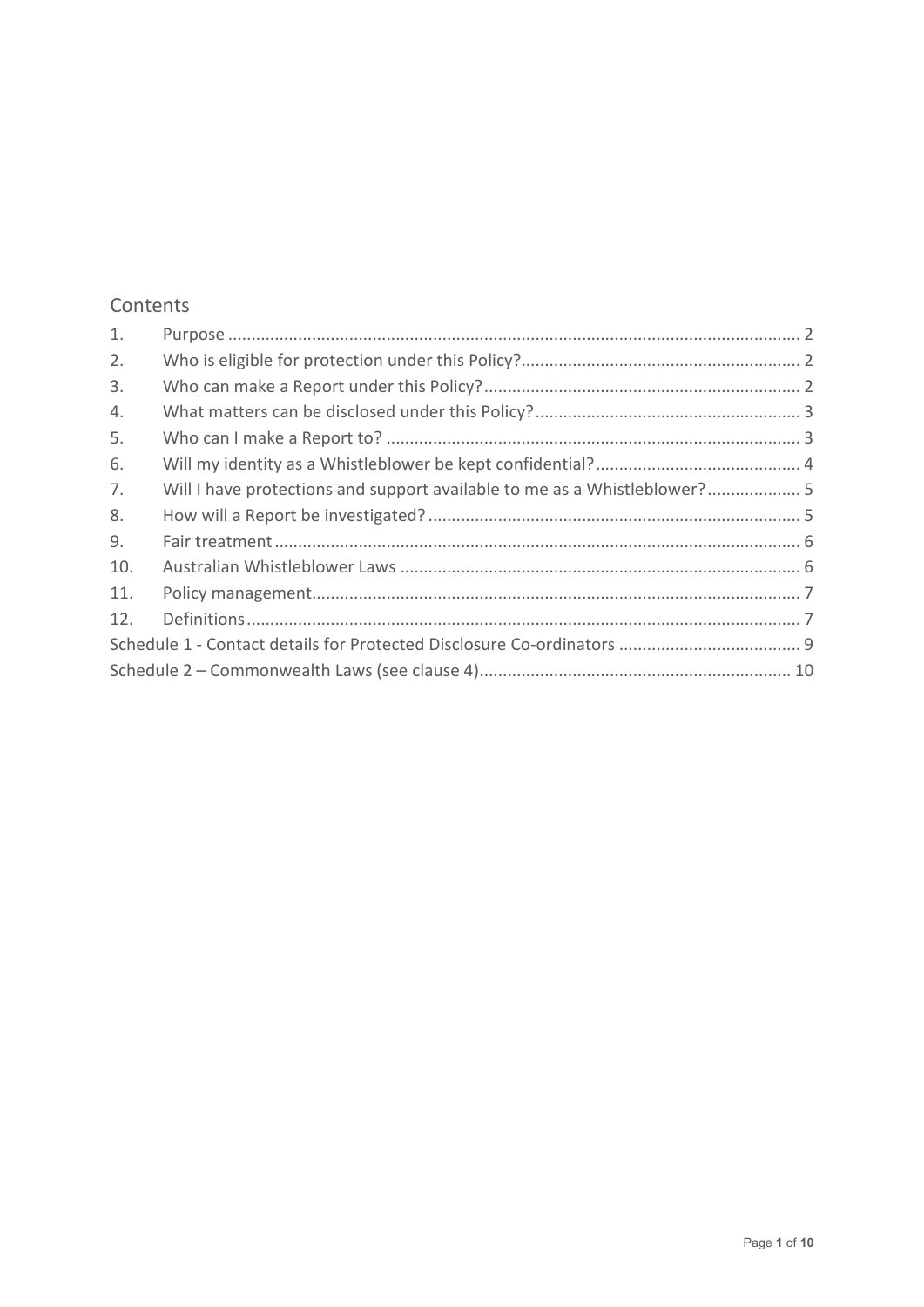## Contents

1. Purpose ........................................................................................................................... 2
2. Who is eligible for protection under this Policy? ........................................................... 2
3. Who can make a Report under this Policy? ................................................................... 2
4. What matters can be disclosed under this Policy? ........................................................ 3
5. Who can I make a Report to? ........................................................................................ 3
6. Will my identity as a Whistleblower be kept confidential? ............................................ 4
7. Will I have protections and support available to me as a Whistleblower? .................... 5
8. How will a Report be investigated? ............................................................................... 5
9. Fair treatment ................................................................................................................ 6
10. Australian Whistleblower Laws ..................................................................................... 6
11. Policy management ........................................................................................................ 7
12. Definitions ...................................................................................................................... 7

Schedule 1 - Contact details for Protected Disclosure Co-ordinators ....................................... 9

Schedule 2 – Commonwealth Laws (see clause 4) .................................................................. 10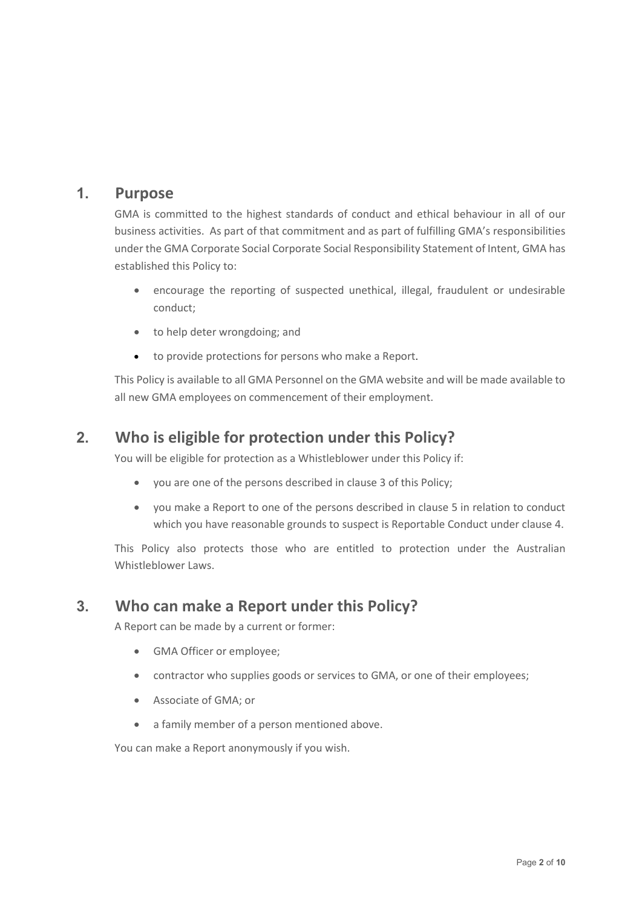## 1. Purpose

GMA is committed to the highest standards of conduct and ethical behaviour in all of our business activities. As part of that commitment and as part of fulfilling GMA's responsibilities under the GMA Corporate Social Corporate Social Responsibility Statement of Intent, GMA has established this Policy to:

- encourage the reporting of suspected unethical, illegal, fraudulent or undesirable conduct;
- to help deter wrongdoing; and
- to provide protections for persons who make a Report.

This Policy is available to all GMA Personnel on the GMA website and will be made available to all new GMA employees on commencement of their employment.

## 2. Who is eligible for protection under this Policy?

You will be eligible for protection as a Whistleblower under this Policy if:

- you are one of the persons described in clause 3 of this Policy;
- you make a Report to one of the persons described in clause 5 in relation to conduct which you have reasonable grounds to suspect is Reportable Conduct under clause 4.

This Policy also protects those who are entitled to protection under the Australian Whistleblower Laws.

## 3. Who can make a Report under this Policy?

A Report can be made by a current or former:

- GMA Officer or employee;
- contractor who supplies goods or services to GMA, or one of their employees;
- Associate of GMA; or
- a family member of a person mentioned above.

You can make a Report anonymously if you wish.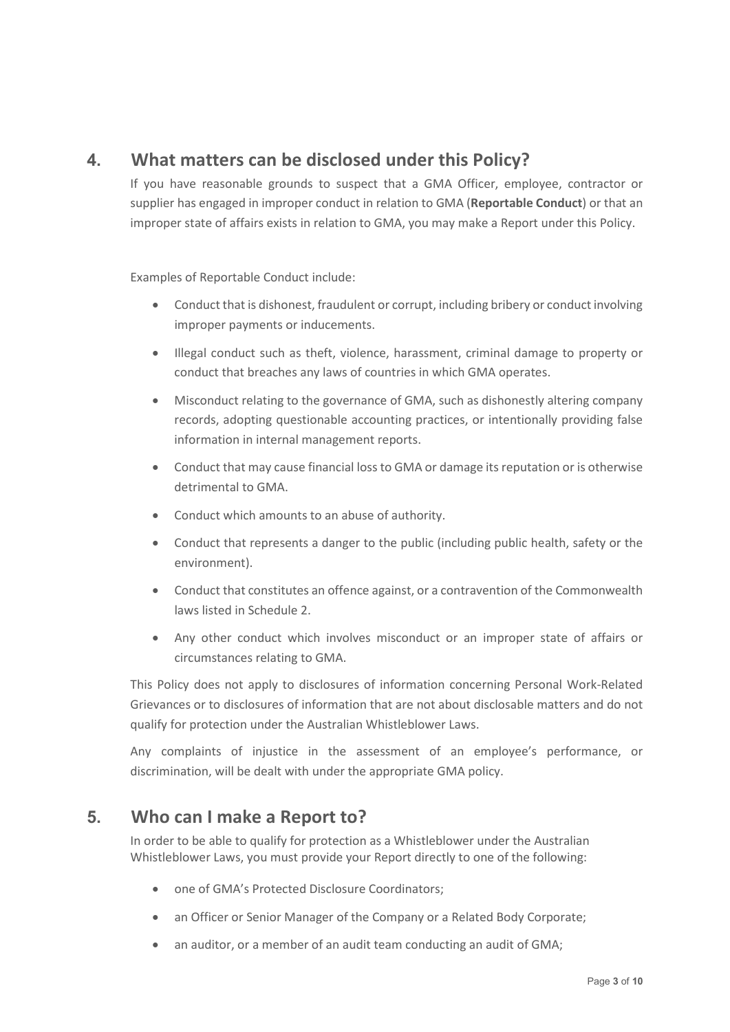## 4. What matters can be disclosed under this Policy?

If you have reasonable grounds to suspect that a GMA Officer, employee, contractor or supplier has engaged in improper conduct in relation to GMA (**Reportable Conduct**) or that an improper state of affairs exists in relation to GMA, you may make a Report under this Policy.

Examples of Reportable Conduct include:

- Conduct that is dishonest, fraudulent or corrupt, including bribery or conduct involving improper payments or inducements.
- Illegal conduct such as theft, violence, harassment, criminal damage to property or conduct that breaches any laws of countries in which GMA operates.
- Misconduct relating to the governance of GMA, such as dishonestly altering company records, adopting questionable accounting practices, or intentionally providing false information in internal management reports.
- Conduct that may cause financial loss to GMA or damage its reputation or is otherwise detrimental to GMA.
- Conduct which amounts to an abuse of authority.
- Conduct that represents a danger to the public (including public health, safety or the environment).
- Conduct that constitutes an offence against, or a contravention of the Commonwealth laws listed in Schedule 2.
- Any other conduct which involves misconduct or an improper state of affairs or circumstances relating to GMA.

This Policy does not apply to disclosures of information concerning Personal Work-Related Grievances or to disclosures of information that are not about disclosable matters and do not qualify for protection under the Australian Whistleblower Laws.

Any complaints of injustice in the assessment of an employee's performance, or discrimination, will be dealt with under the appropriate GMA policy.

## 5. Who can I make a Report to?

In order to be able to qualify for protection as a Whistleblower under the Australian Whistleblower Laws, you must provide your Report directly to one of the following:

- one of GMA's Protected Disclosure Coordinators;
- an Officer or Senior Manager of the Company or a Related Body Corporate;
- an auditor, or a member of an audit team conducting an audit of GMA;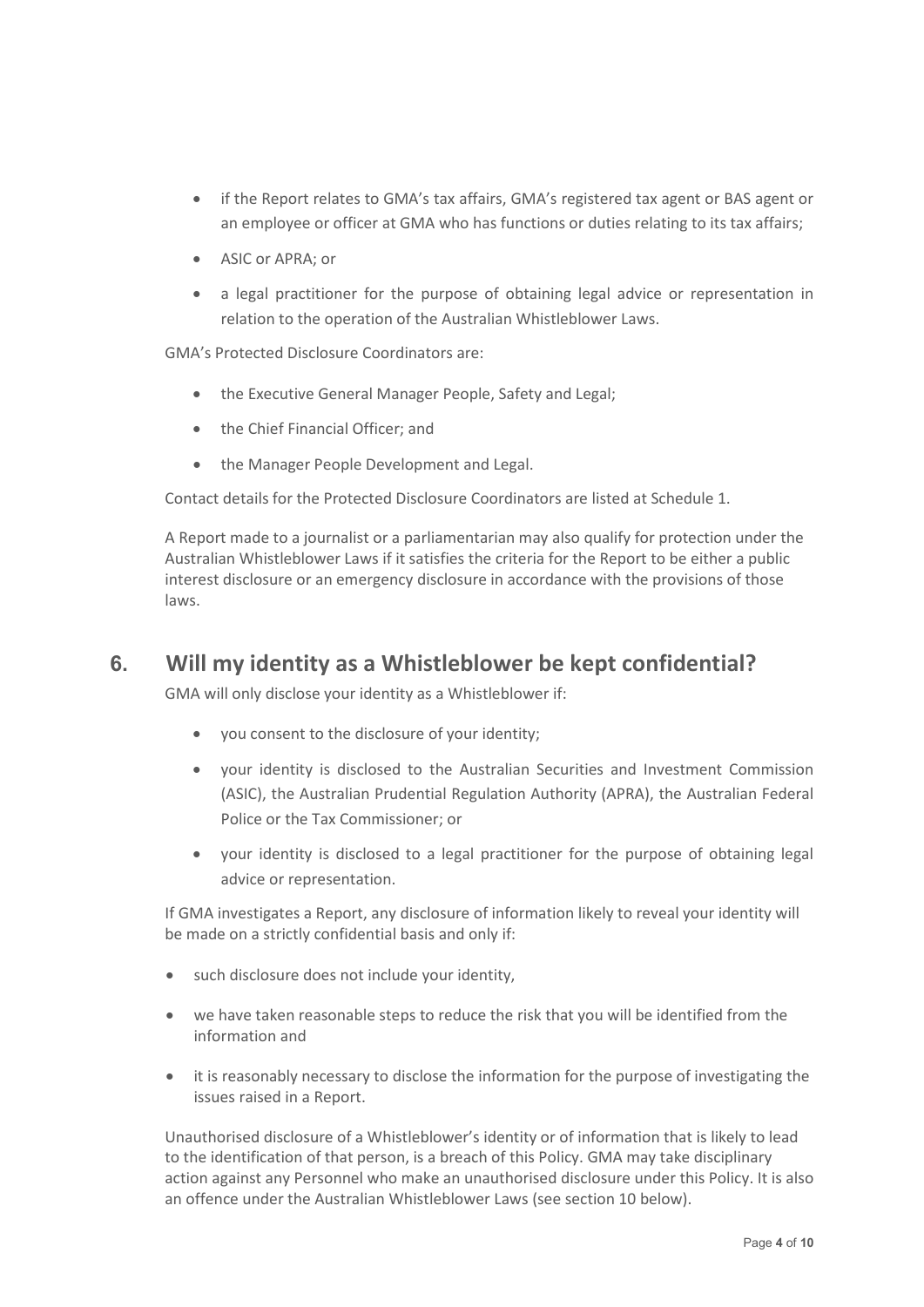- if the Report relates to GMA's tax affairs, GMA's registered tax agent or BAS agent or an employee or officer at GMA who has functions or duties relating to its tax affairs;
- ASIC or APRA; or
- a legal practitioner for the purpose of obtaining legal advice or representation in relation to the operation of the Australian Whistleblower Laws.

GMA's Protected Disclosure Coordinators are:

- the Executive General Manager People, Safety and Legal;
- the Chief Financial Officer; and
- the Manager People Development and Legal.

Contact details for the Protected Disclosure Coordinators are listed at Schedule 1.

A Report made to a journalist or a parliamentarian may also qualify for protection under the Australian Whistleblower Laws if it satisfies the criteria for the Report to be either a public interest disclosure or an emergency disclosure in accordance with the provisions of those laws.

## 6. Will my identity as a Whistleblower be kept confidential?

GMA will only disclose your identity as a Whistleblower if:

- you consent to the disclosure of your identity;
- your identity is disclosed to the Australian Securities and Investment Commission (ASIC), the Australian Prudential Regulation Authority (APRA), the Australian Federal Police or the Tax Commissioner; or
- your identity is disclosed to a legal practitioner for the purpose of obtaining legal advice or representation.

If GMA investigates a Report, any disclosure of information likely to reveal your identity will be made on a strictly confidential basis and only if:

- such disclosure does not include your identity,
- we have taken reasonable steps to reduce the risk that you will be identified from the information and
- it is reasonably necessary to disclose the information for the purpose of investigating the issues raised in a Report.

Unauthorised disclosure of a Whistleblower's identity or of information that is likely to lead to the identification of that person, is a breach of this Policy. GMA may take disciplinary action against any Personnel who make an unauthorised disclosure under this Policy. It is also an offence under the Australian Whistleblower Laws (see section 10 below).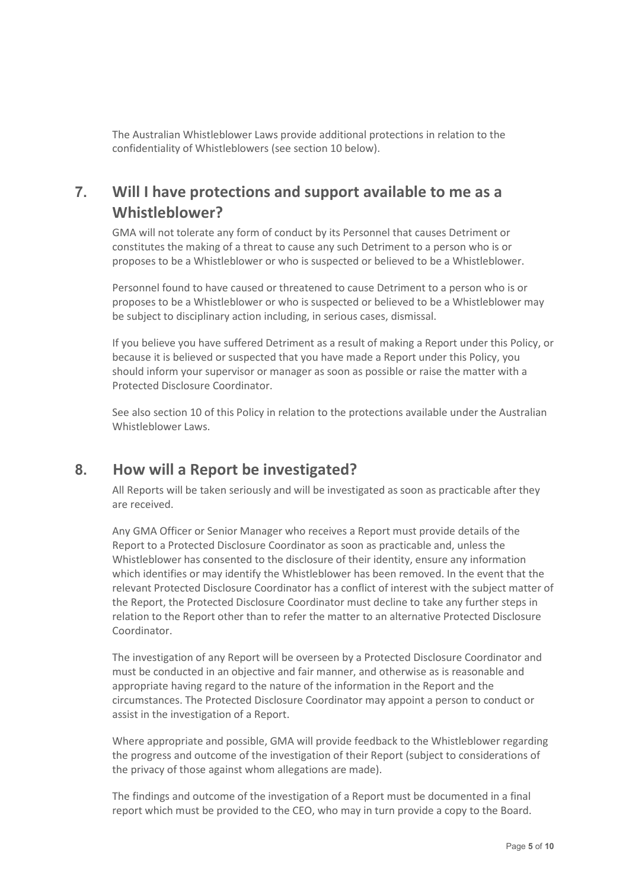The Australian Whistleblower Laws provide additional protections in relation to the confidentiality of Whistleblowers (see section 10 below).

## 7. Will I have protections and support available to me as a Whistleblower?

GMA will not tolerate any form of conduct by its Personnel that causes Detriment or constitutes the making of a threat to cause any such Detriment to a person who is or proposes to be a Whistleblower or who is suspected or believed to be a Whistleblower.

Personnel found to have caused or threatened to cause Detriment to a person who is or proposes to be a Whistleblower or who is suspected or believed to be a Whistleblower may be subject to disciplinary action including, in serious cases, dismissal.

If you believe you have suffered Detriment as a result of making a Report under this Policy, or because it is believed or suspected that you have made a Report under this Policy, you should inform your supervisor or manager as soon as possible or raise the matter with a Protected Disclosure Coordinator.

See also section 10 of this Policy in relation to the protections available under the Australian Whistleblower Laws.

## 8. How will a Report be investigated?

All Reports will be taken seriously and will be investigated as soon as practicable after they are received.

Any GMA Officer or Senior Manager who receives a Report must provide details of the Report to a Protected Disclosure Coordinator as soon as practicable and, unless the Whistleblower has consented to the disclosure of their identity, ensure any information which identifies or may identify the Whistleblower has been removed. In the event that the relevant Protected Disclosure Coordinator has a conflict of interest with the subject matter of the Report, the Protected Disclosure Coordinator must decline to take any further steps in relation to the Report other than to refer the matter to an alternative Protected Disclosure Coordinator.

The investigation of any Report will be overseen by a Protected Disclosure Coordinator and must be conducted in an objective and fair manner, and otherwise as is reasonable and appropriate having regard to the nature of the information in the Report and the circumstances. The Protected Disclosure Coordinator may appoint a person to conduct or assist in the investigation of a Report.

Where appropriate and possible, GMA will provide feedback to the Whistleblower regarding the progress and outcome of the investigation of their Report (subject to considerations of the privacy of those against whom allegations are made).

The findings and outcome of the investigation of a Report must be documented in a final report which must be provided to the CEO, who may in turn provide a copy to the Board.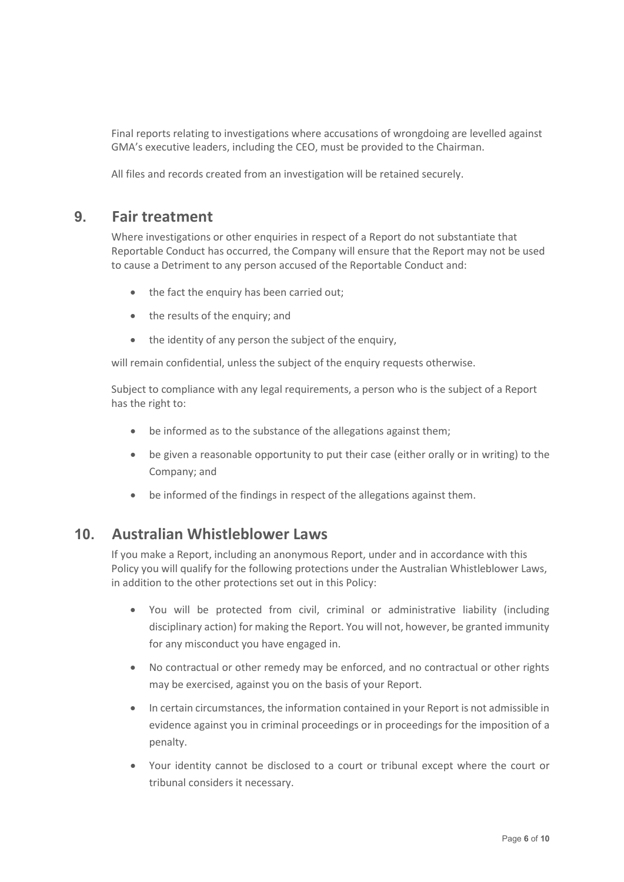Final reports relating to investigations where accusations of wrongdoing are levelled against GMA's executive leaders, including the CEO, must be provided to the Chairman.

All files and records created from an investigation will be retained securely.

## 9. Fair treatment

Where investigations or other enquiries in respect of a Report do not substantiate that Reportable Conduct has occurred, the Company will ensure that the Report may not be used to cause a Detriment to any person accused of the Reportable Conduct and:

- the fact the enquiry has been carried out;
- the results of the enquiry; and
- the identity of any person the subject of the enquiry,

will remain confidential, unless the subject of the enquiry requests otherwise.

Subject to compliance with any legal requirements, a person who is the subject of a Report has the right to:

- be informed as to the substance of the allegations against them;
- be given a reasonable opportunity to put their case (either orally or in writing) to the Company; and
- be informed of the findings in respect of the allegations against them.

## 10. Australian Whistleblower Laws

If you make a Report, including an anonymous Report, under and in accordance with this Policy you will qualify for the following protections under the Australian Whistleblower Laws, in addition to the other protections set out in this Policy:

- You will be protected from civil, criminal or administrative liability (including disciplinary action) for making the Report. You will not, however, be granted immunity for any misconduct you have engaged in.
- No contractual or other remedy may be enforced, and no contractual or other rights may be exercised, against you on the basis of your Report.
- In certain circumstances, the information contained in your Report is not admissible in evidence against you in criminal proceedings or in proceedings for the imposition of a penalty.
- Your identity cannot be disclosed to a court or tribunal except where the court or tribunal considers it necessary.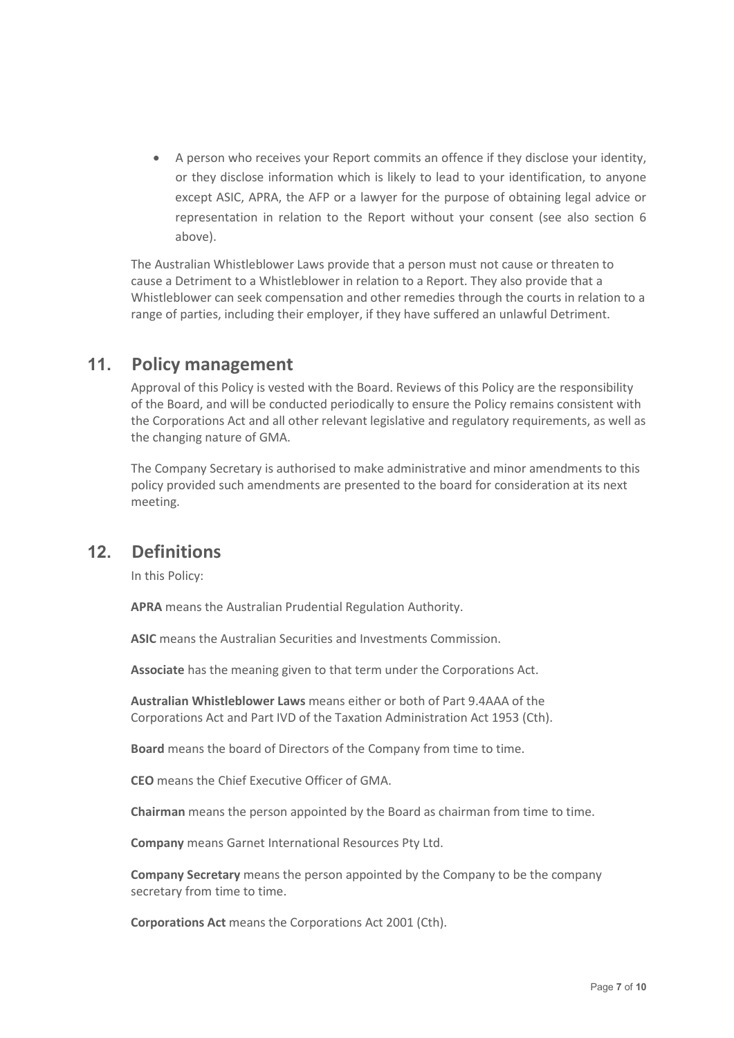- A person who receives your Report commits an offence if they disclose your identity, or they disclose information which is likely to lead to your identification, to anyone except ASIC, APRA, the AFP or a lawyer for the purpose of obtaining legal advice or representation in relation to the Report without your consent (see also section 6 above).

The Australian Whistleblower Laws provide that a person must not cause or threaten to cause a Detriment to a Whistleblower in relation to a Report. They also provide that a Whistleblower can seek compensation and other remedies through the courts in relation to a range of parties, including their employer, if they have suffered an unlawful Detriment.

## 11. Policy management

Approval of this Policy is vested with the Board. Reviews of this Policy are the responsibility of the Board, and will be conducted periodically to ensure the Policy remains consistent with the Corporations Act and all other relevant legislative and regulatory requirements, as well as the changing nature of GMA.

The Company Secretary is authorised to make administrative and minor amendments to this policy provided such amendments are presented to the board for consideration at its next meeting.

## 12. Definitions

In this Policy:

**APRA** means the Australian Prudential Regulation Authority.

**ASIC** means the Australian Securities and Investments Commission.

**Associate** has the meaning given to that term under the Corporations Act.

**Australian Whistleblower Laws** means either or both of Part 9.4AAA of the Corporations Act and Part IVD of the Taxation Administration Act 1953 (Cth).

**Board** means the board of Directors of the Company from time to time.

**CEO** means the Chief Executive Officer of GMA.

**Chairman** means the person appointed by the Board as chairman from time to time.

**Company** means Garnet International Resources Pty Ltd.

**Company Secretary** means the person appointed by the Company to be the company secretary from time to time.

**Corporations Act** means the Corporations Act 2001 (Cth).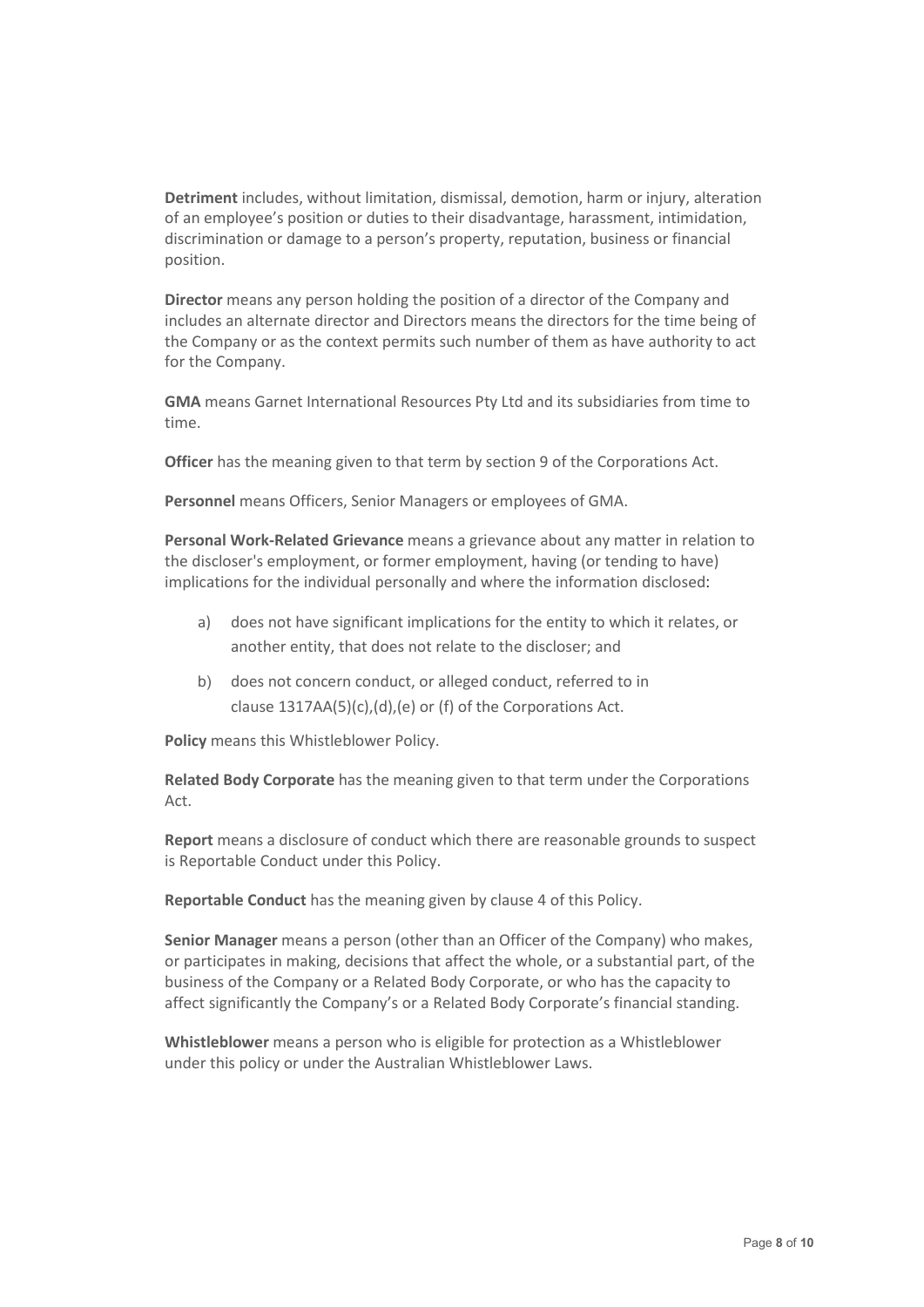**Detriment** includes, without limitation, dismissal, demotion, harm or injury, alteration of an employee's position or duties to their disadvantage, harassment, intimidation, discrimination or damage to a person's property, reputation, business or financial position.

**Director** means any person holding the position of a director of the Company and includes an alternate director and Directors means the directors for the time being of the Company or as the context permits such number of them as have authority to act for the Company.

**GMA** means Garnet International Resources Pty Ltd and its subsidiaries from time to time.

**Officer** has the meaning given to that term by section 9 of the Corporations Act.

**Personnel** means Officers, Senior Managers or employees of GMA.

**Personal Work-Related Grievance** means a grievance about any matter in relation to the discloser's employment, or former employment, having (or tending to have) implications for the individual personally and where the information disclosed:

a) does not have significant implications for the entity to which it relates, or another entity, that does not relate to the discloser; and

b) does not concern conduct, or alleged conduct, referred to in clause 1317AA(5)(c),(d),(e) or (f) of the Corporations Act.

**Policy** means this Whistleblower Policy.

**Related Body Corporate** has the meaning given to that term under the Corporations Act.

**Report** means a disclosure of conduct which there are reasonable grounds to suspect is Reportable Conduct under this Policy.

**Reportable Conduct** has the meaning given by clause 4 of this Policy.

**Senior Manager** means a person (other than an Officer of the Company) who makes, or participates in making, decisions that affect the whole, or a substantial part, of the business of the Company or a Related Body Corporate, or who has the capacity to affect significantly the Company's or a Related Body Corporate's financial standing.

**Whistleblower** means a person who is eligible for protection as a Whistleblower under this policy or under the Australian Whistleblower Laws.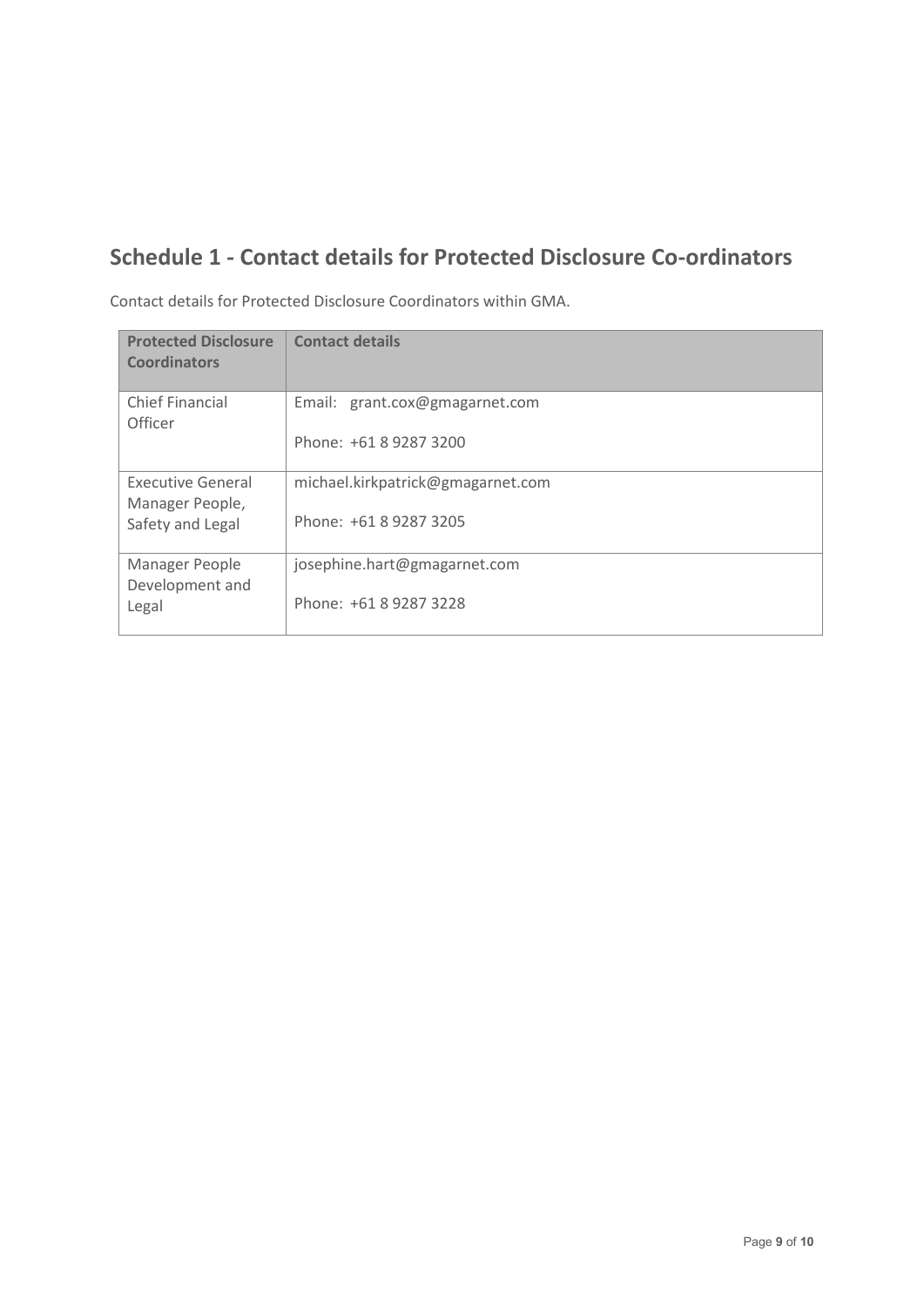## Schedule 1 - Contact details for Protected Disclosure Co-ordinators

Contact details for Protected Disclosure Coordinators within GMA.

| **Protected Disclosure Coordinators** | **Contact details** |
| --- | --- |
| Chief Financial Officer | Email: grant.cox@gmagarnet.com<br><br>Phone: +61 8 9287 3200 |
| Executive General Manager People, Safety and Legal | michael.kirkpatrick@gmagarnet.com<br><br>Phone: +61 8 9287 3205 |
| Manager People Development and Legal | josephine.hart@gmagarnet.com<br><br>Phone: +61 8 9287 3228 |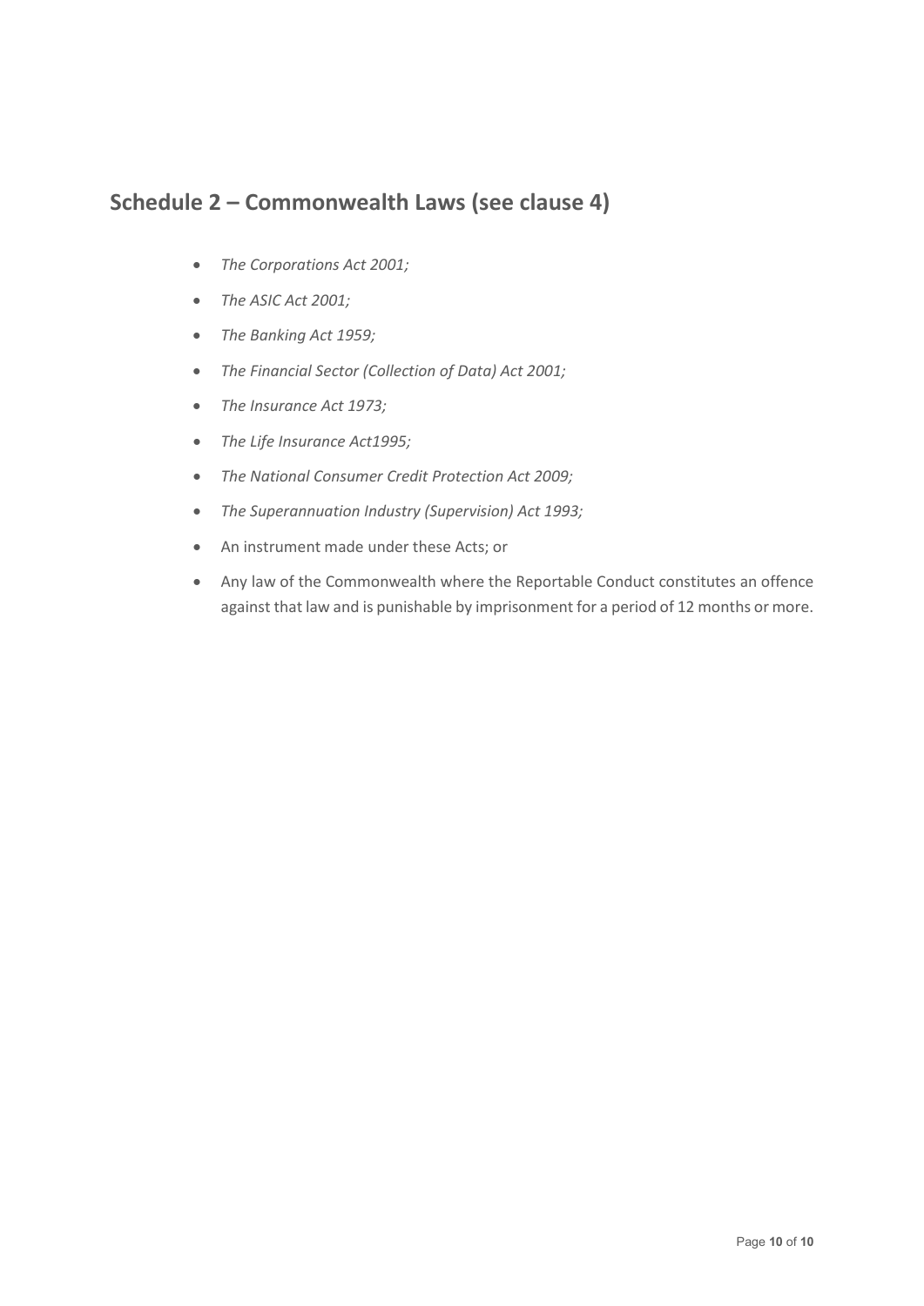## Schedule 2 – Commonwealth Laws (see clause 4)

- *The Corporations Act 2001;*
- *The ASIC Act 2001;*
- *The Banking Act 1959;*
- *The Financial Sector (Collection of Data) Act 2001;*
- *The Insurance Act 1973;*
- *The Life Insurance Act1995;*
- *The National Consumer Credit Protection Act 2009;*
- *The Superannuation Industry (Supervision) Act 1993;*
- An instrument made under these Acts; or
- Any law of the Commonwealth where the Reportable Conduct constitutes an offence against that law and is punishable by imprisonment for a period of 12 months or more.